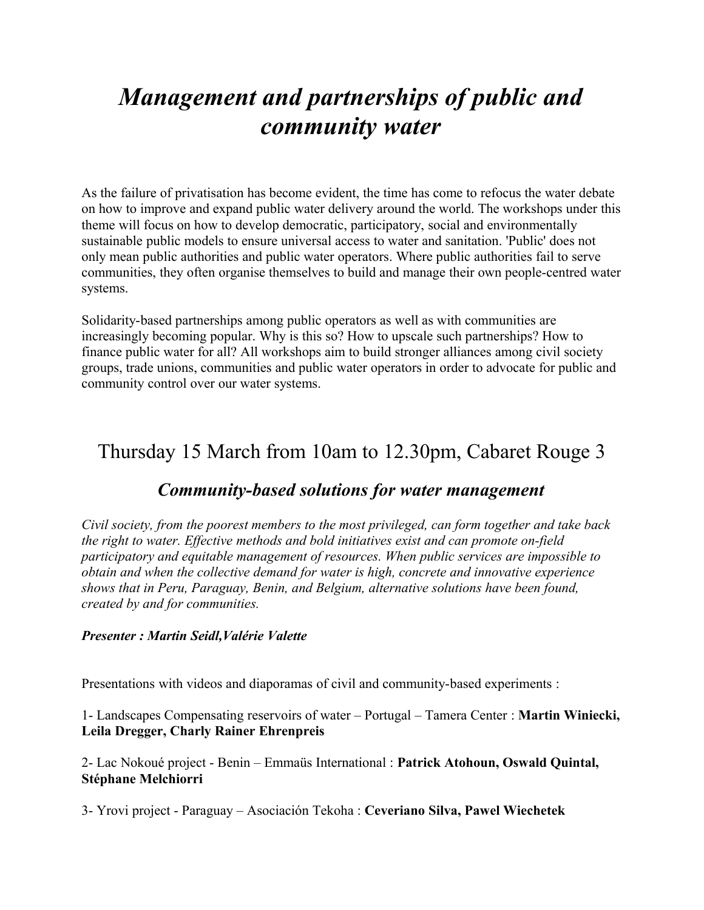# *Management and partnerships of public and community water*

As the failure of privatisation has become evident, the time has come to refocus the water debate on how to improve and expand public water delivery around the world. The workshops under this theme will focus on how to develop democratic, participatory, social and environmentally sustainable public models to ensure universal access to water and sanitation. 'Public' does not only mean public authorities and public water operators. Where public authorities fail to serve communities, they often organise themselves to build and manage their own people-centred water systems.

Solidarity-based partnerships among public operators as well as with communities are increasingly becoming popular. Why is this so? How to upscale such partnerships? How to finance public water for all? All workshops aim to build stronger alliances among civil society groups, trade unions, communities and public water operators in order to advocate for public and community control over our water systems.

## Thursday 15 March from 10am to 12.30pm, Cabaret Rouge 3

### *Community-based solutions for water management*

*Civil society, from the poorest members to the most privileged, can form together and take back the right to water. Effective methods and bold initiatives exist and can promote on-field participatory and equitable management of resources. When public services are impossible to obtain and when the collective demand for water is high, concrete and innovative experience shows that in Peru, Paraguay, Benin, and Belgium, alternative solutions have been found, created by and for communities.*

***Presenter : Martin Seidl,Valérie Valette***

Presentations with videos and diaporamas of civil and community-based experiments :

1- Landscapes Compensating reservoirs of water – Portugal – Tamera Center : **Martin Winiecki, Leila Dregger, Charly Rainer Ehrenpreis**

2- Lac Nokoué project - Benin – Emmaüs International : **Patrick Atohoun, Oswald Quintal, Stéphane Melchiorri**

3- Yrovi project - Paraguay – Asociación Tekoha : **Ceveriano Silva, Pawel Wiechetek**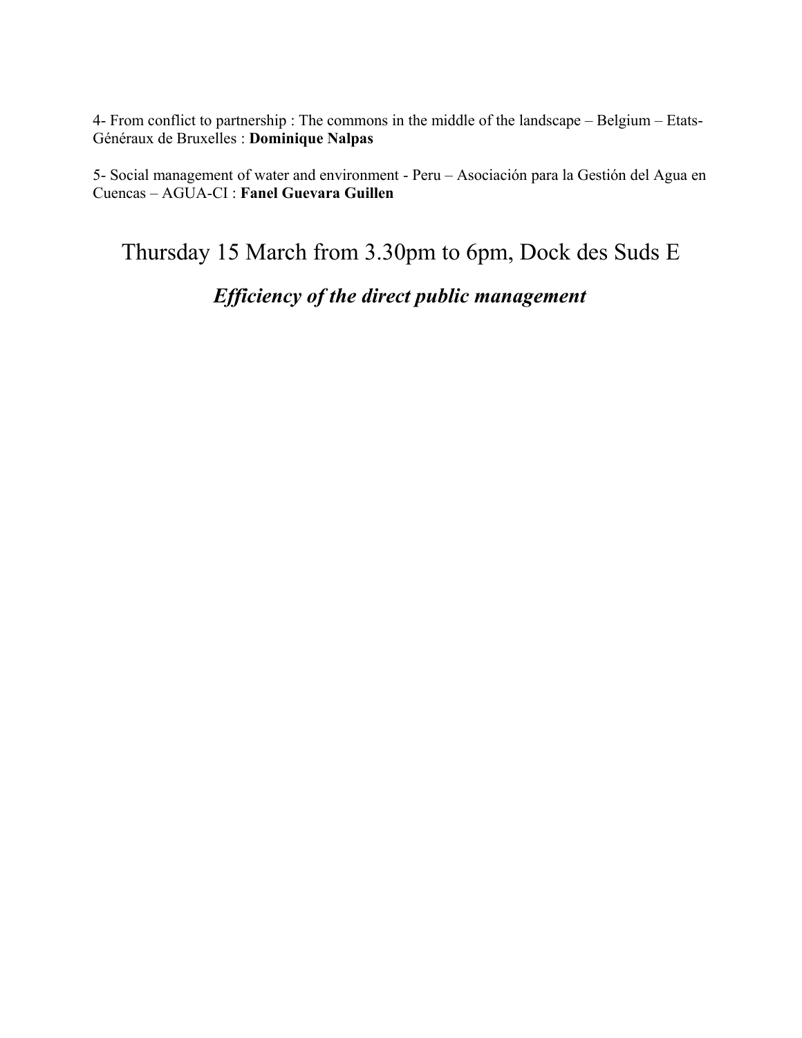4- From conflict to partnership : The commons in the middle of the landscape – Belgium – Etats-Généraux de Bruxelles : **Dominique Nalpas**

5- Social management of water and environment - Peru – Asociación para la Gestión del Agua en Cuencas – AGUA-CI : **Fanel Guevara Guillen**

## Thursday 15 March from 3.30pm to 6pm, Dock des Suds E

### ***Efficiency of the direct public management***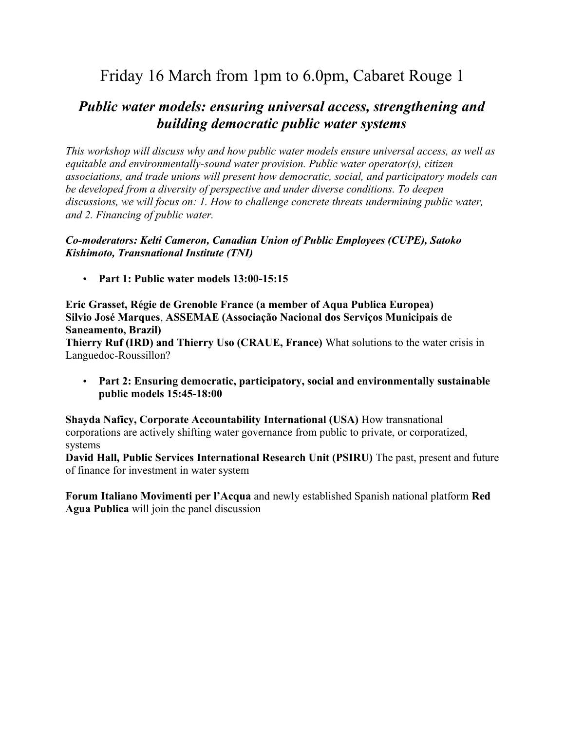# Friday 16 March from 1pm to 6.0pm, Cabaret Rouge 1

## *Public water models: ensuring universal access, strengthening and building democratic public water systems*

*This workshop will discuss why and how public water models ensure universal access, as well as equitable and environmentally-sound water provision. Public water operator(s), citizen associations, and trade unions will present how democratic, social, and participatory models can be developed from a diversity of perspective and under diverse conditions. To deepen discussions, we will focus on: 1. How to challenge concrete threats undermining public water, and 2. Financing of public water.*

***Co-moderators: Kelti Cameron, Canadian Union of Public Employees (CUPE), Satoko Kishimoto, Transnational Institute (TNI)***

- **Part 1: Public water models 13:00-15:15**

**Eric Grasset, Régie de Grenoble France (a member of Aqua Publica Europea)**
**Silvio José Marques**, **ASSEMAE (Associação Nacional dos Serviços Municipais de Saneamento, Brazil)**
**Thierry Ruf (IRD) and Thierry Uso (CRAUE, France)** What solutions to the water crisis in Languedoc-Roussillon?

- **Part 2: Ensuring democratic, participatory, social and environmentally sustainable public models 15:45-18:00**

**Shayda Naficy, Corporate Accountability International (USA)** How transnational corporations are actively shifting water governance from public to private, or corporatized, systems
**David Hall, Public Services International Research Unit (PSIRU)** The past, present and future of finance for investment in water system

**Forum Italiano Movimenti per l'Acqua** and newly established Spanish national platform **Red Agua Publica** will join the panel discussion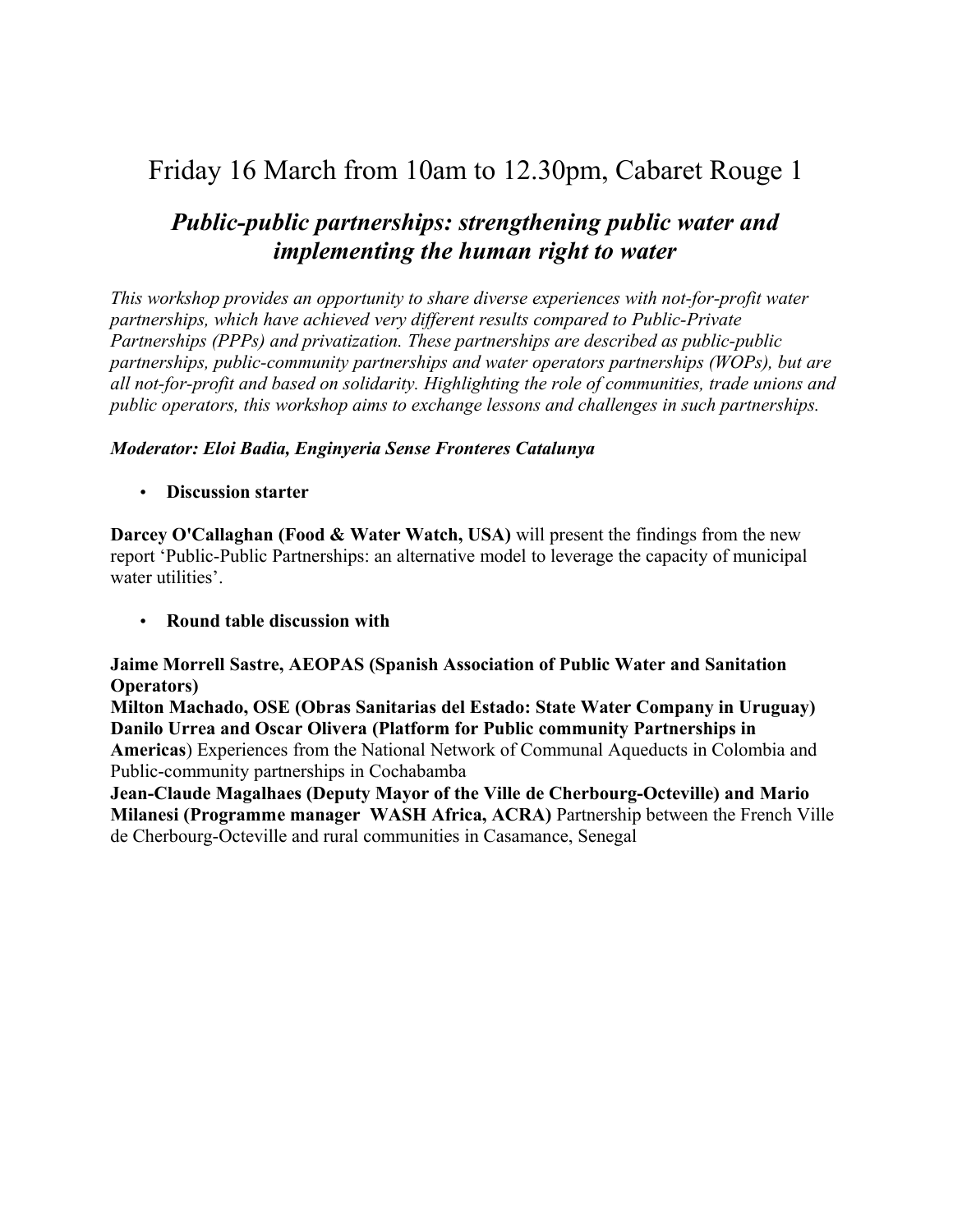# Friday 16 March from 10am to 12.30pm, Cabaret Rouge 1

## *Public-public partnerships: strengthening public water and implementing the human right to water*

*This workshop provides an opportunity to share diverse experiences with not-for-profit water partnerships, which have achieved very different results compared to Public-Private Partnerships (PPPs) and privatization. These partnerships are described as public-public partnerships, public-community partnerships and water operators partnerships (WOPs), but are all not-for-profit and based on solidarity. Highlighting the role of communities, trade unions and public operators, this workshop aims to exchange lessons and challenges in such partnerships.*

***Moderator: Eloi Badia, Enginyeria Sense Fronteres Catalunya***

- **Discussion starter**

**Darcey O'Callaghan (Food & Water Watch, USA)** will present the findings from the new report 'Public-Public Partnerships: an alternative model to leverage the capacity of municipal water utilities'.

- **Round table discussion with**

**Jaime Morrell Sastre, AEOPAS (Spanish Association of Public Water and Sanitation Operators)**
**Milton Machado, OSE (Obras Sanitarias del Estado: State Water Company in Uruguay)**
**Danilo Urrea and Oscar Olivera (Platform for Public community Partnerships in Americas**) Experiences from the National Network of Communal Aqueducts in Colombia and Public-community partnerships in Cochabamba
**Jean-Claude Magalhaes (Deputy Mayor of the Ville de Cherbourg-Octeville) and Mario Milanesi (Programme manager WASH Africa, ACRA)** Partnership between the French Ville de Cherbourg-Octeville and rural communities in Casamance, Senegal